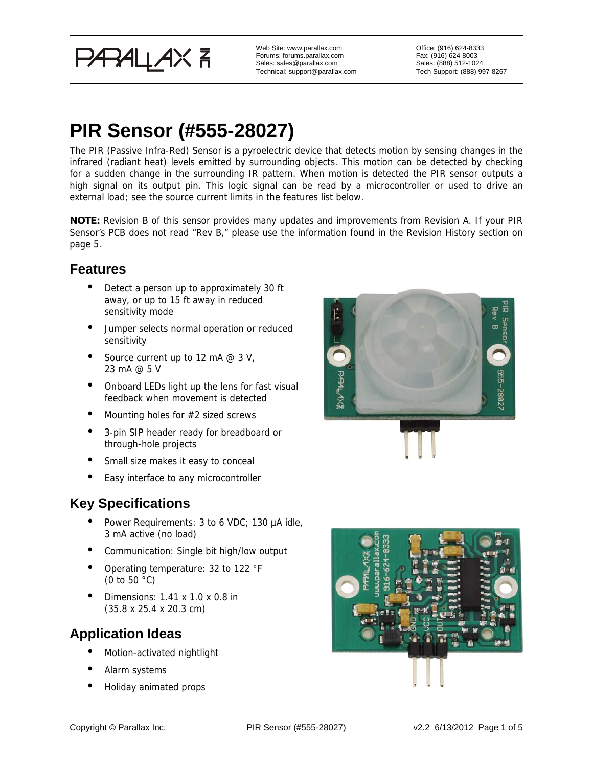Web Site: www.parallax.com
Forums: forums.parallax.com
Sales: sales@parallax.com
Technical: support@parallax.com

Office: (916) 624-8333
Fax: (916) 624-8003
Sales: (888) 512-1024
Tech Support: (888) 997-8267

# PIR Sensor (#555-28027)

The PIR (Passive Infra-Red) Sensor is a pyroelectric device that detects motion by sensing changes in the infrared (radiant heat) levels emitted by surrounding objects. This motion can be detected by checking for a sudden change in the surrounding IR pattern. When motion is detected the PIR sensor outputs a high signal on its output pin. This logic signal can be read by a microcontroller or used to drive an external load; see the source current limits in the features list below.

**NOTE:** Revision B of this sensor provides many updates and improvements from Revision A. If your PIR Sensor's PCB does not read "Rev B," please use the information found in the Revision History section on page 5.

## Features

- Detect a person up to approximately 30 ft away, or up to 15 ft away in reduced sensitivity mode
- Jumper selects normal operation or reduced sensitivity
- Source current up to 12 mA @ 3 V, 23 mA @ 5 V
- Onboard LEDs light up the lens for fast visual feedback when movement is detected
- Mounting holes for #2 sized screws
- 3-pin SIP header ready for breadboard or through-hole projects
- Small size makes it easy to conceal
- Easy interface to any microcontroller

## Key Specifications

- Power Requirements: 3 to 6 VDC; 130 µA idle, 3 mA active (no load)
- Communication: Single bit high/low output
- Operating temperature: 32 to 122 °F (0 to 50 °C)
- Dimensions: 1.41 x 1.0 x 0.8 in (35.8 x 25.4 x 20.3 cm)

## Application Ideas

- Motion-activated nightlight
- Alarm systems
- Holiday animated props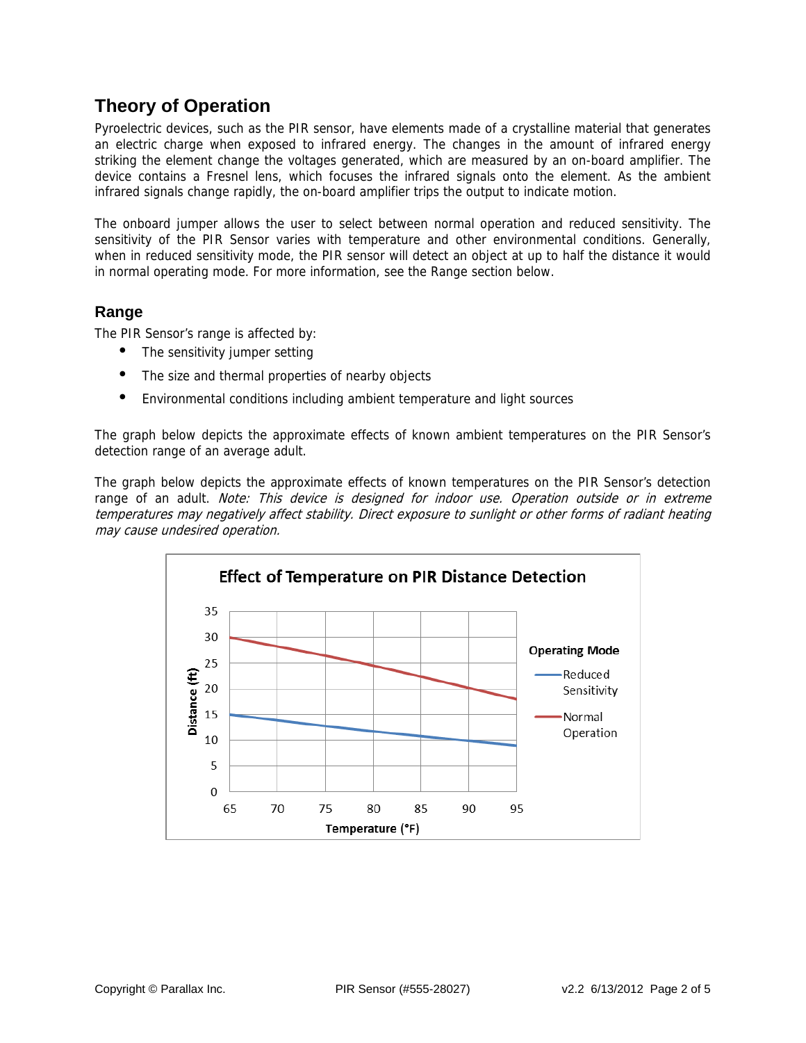## Theory of Operation

Pyroelectric devices, such as the PIR sensor, have elements made of a crystalline material that generates an electric charge when exposed to infrared energy. The changes in the amount of infrared energy striking the element change the voltages generated, which are measured by an on-board amplifier. The device contains a Fresnel lens, which focuses the infrared signals onto the element. As the ambient infrared signals change rapidly, the on-board amplifier trips the output to indicate motion.

The onboard jumper allows the user to select between normal operation and reduced sensitivity. The sensitivity of the PIR Sensor varies with temperature and other environmental conditions. Generally, when in reduced sensitivity mode, the PIR sensor will detect an object at up to half the distance it would in normal operating mode. For more information, see the Range section below.

### Range

The PIR Sensor's range is affected by:

- The sensitivity jumper setting
- The size and thermal properties of nearby objects
- Environmental conditions including ambient temperature and light sources

The graph below depicts the approximate effects of known ambient temperatures on the PIR Sensor's detection range of an average adult.

The graph below depicts the approximate effects of known temperatures on the PIR Sensor's detection range of an adult. *Note: This device is designed for indoor use. Operation outside or in extreme temperatures may negatively affect stability. Direct exposure to sunlight or other forms of radiant heating may cause undesired operation.*

**Effect of Temperature on PIR Distance Detection**

Distance (ft) vs. Temperature (°F)

Operating Mode: Reduced Sensitivity; Normal Operation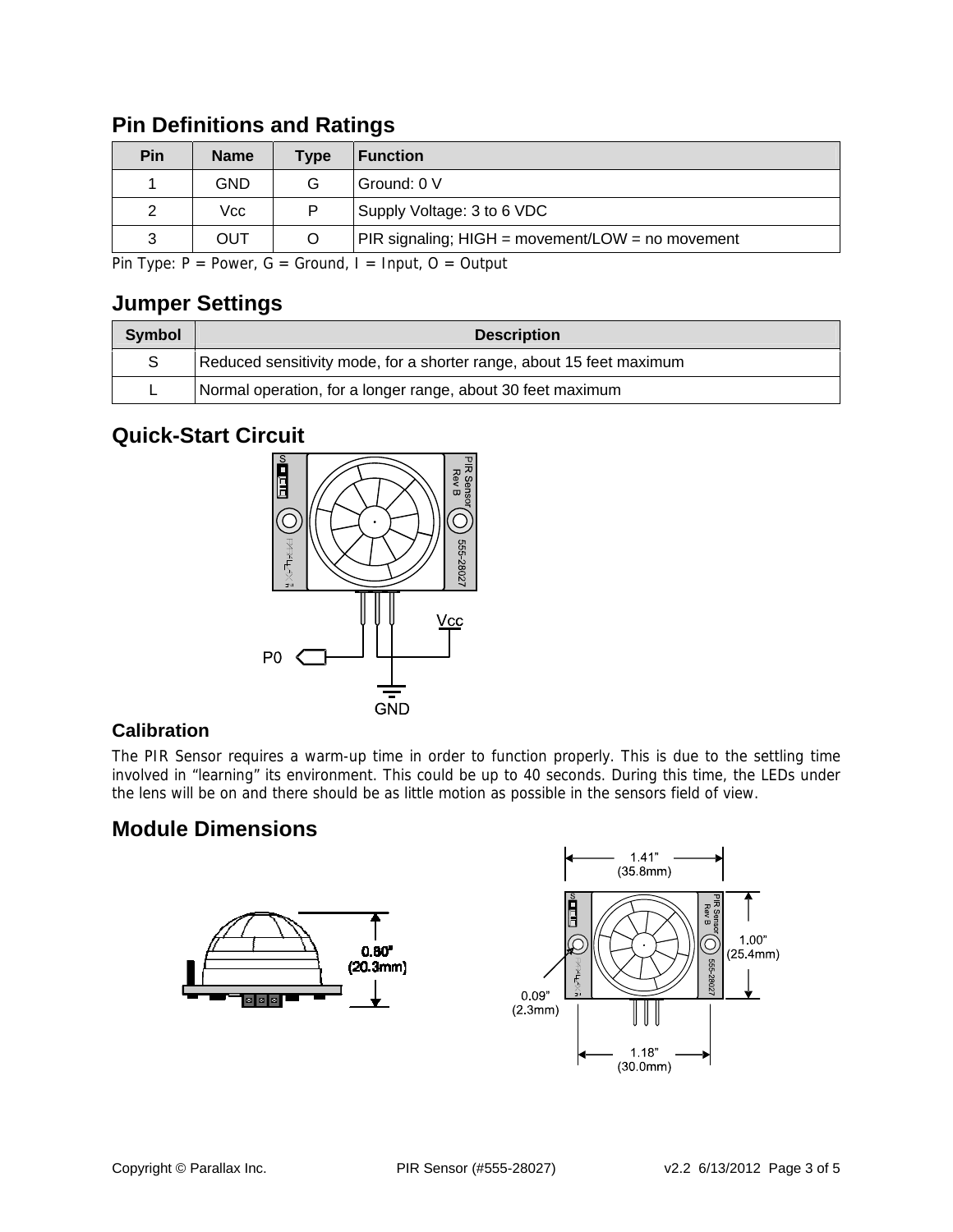## Pin Definitions and Ratings

| Pin | Name | Type | Function |
|---|---|---|---|
| 1 | GND | G | Ground: 0 V |
| 2 | Vcc | P | Supply Voltage: 3 to 6 VDC |
| 3 | OUT | O | PIR signaling; HIGH = movement/LOW = no movement |

Pin Type: P = Power, G = Ground, I = Input, O = Output

## Jumper Settings

| Symbol | Description |
|---|---|
| S | Reduced sensitivity mode, for a shorter range, about 15 feet maximum |
| L | Normal operation, for a longer range, about 30 feet maximum |

## Quick-Start Circuit

### Calibration

The PIR Sensor requires a warm-up time in order to function properly. This is due to the settling time involved in "learning" its environment. This could be up to 40 seconds. During this time, the LEDs under the lens will be on and there should be as little motion as possible in the sensors field of view.

## Module Dimensions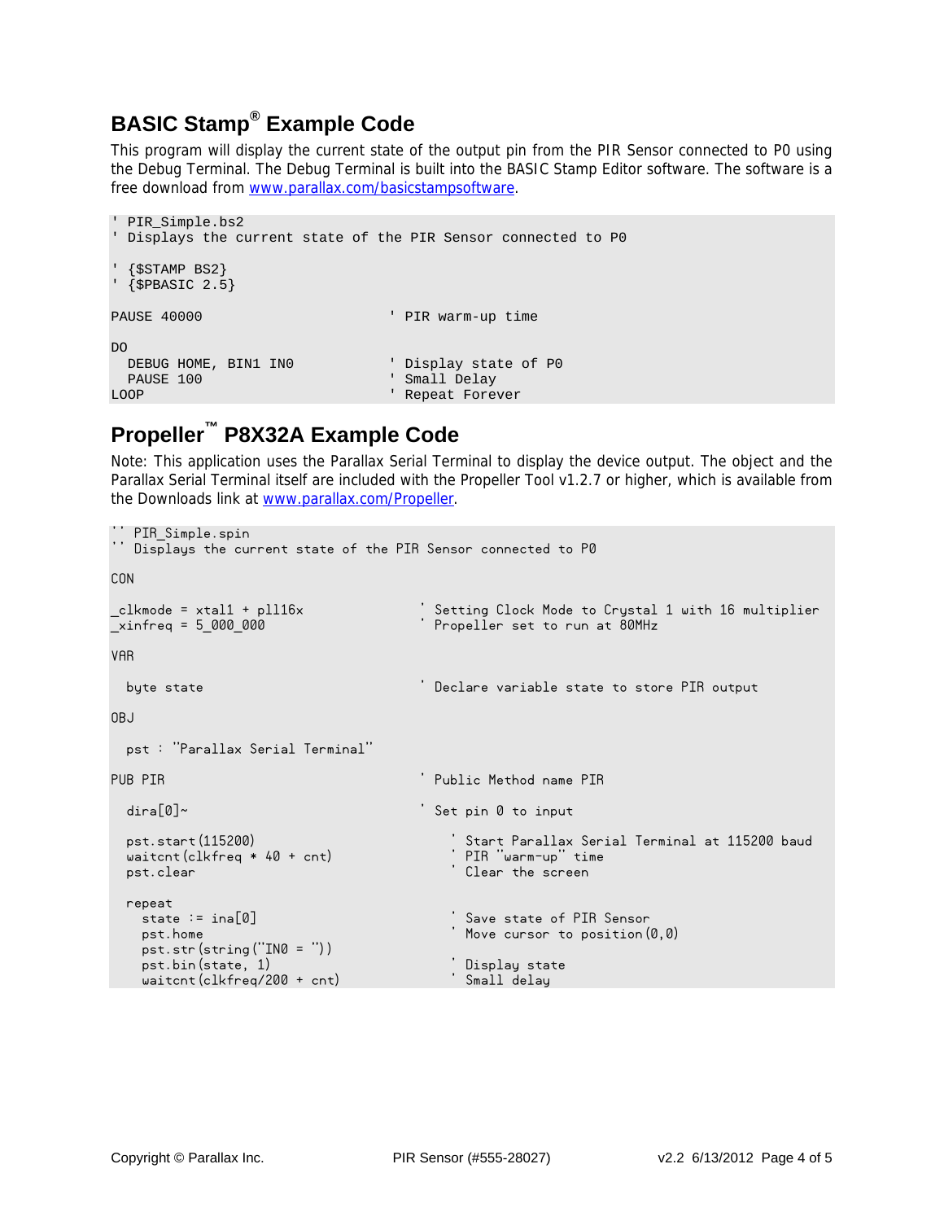## BASIC Stamp® Example Code

This program will display the current state of the output pin from the PIR Sensor connected to P0 using the Debug Terminal. The Debug Terminal is built into the BASIC Stamp Editor software. The software is a free download from www.parallax.com/basicstampsoftware.

```
' PIR_Simple.bs2
' Displays the current state of the PIR Sensor connected to P0

' {$STAMP BS2}
' {$PBASIC 2.5}

PAUSE 40000                         ' PIR warm-up time

DO
  DEBUG HOME, BIN1 IN0              ' Display state of P0
  PAUSE 100                         ' Small Delay
LOOP                                ' Repeat Forever
```

## Propeller™ P8X32A Example Code

Note: This application uses the Parallax Serial Terminal to display the device output. The object and the Parallax Serial Terminal itself are included with the Propeller Tool v1.2.7 or higher, which is available from the Downloads link at www.parallax.com/Propeller.

```
'' PIR_Simple.spin
'' Displays the current state of the PIR Sensor connected to P0

CON

_clkmode = xtal1 + pll16x               ' Setting Clock Mode to Crystal 1 with 16 multiplier
_xinfreq = 5_000_000                    ' Propeller set to run at 80MHz

VAR

  byte state                            ' Declare variable state to store PIR output

OBJ

  pst : "Parallax Serial Terminal"

PUB PIR                                 ' Public Method name PIR

  dira[0]~                              ' Set pin 0 to input

  pst.start(115200)                        ' Start Parallax Serial Terminal at 115200 baud
  waitcnt(clkfreq * 40 + cnt)              ' PIR "warm-up" time
  pst.clear                                ' Clear the screen

  repeat
    state := ina[0]                        ' Save state of PIR Sensor
    pst.home                               ' Move cursor to position(0,0)
    pst.str(string("IN0 = "))
    pst.bin(state, 1)                      ' Display state
    waitcnt(clkfreq/200 + cnt)             ' Small delay
```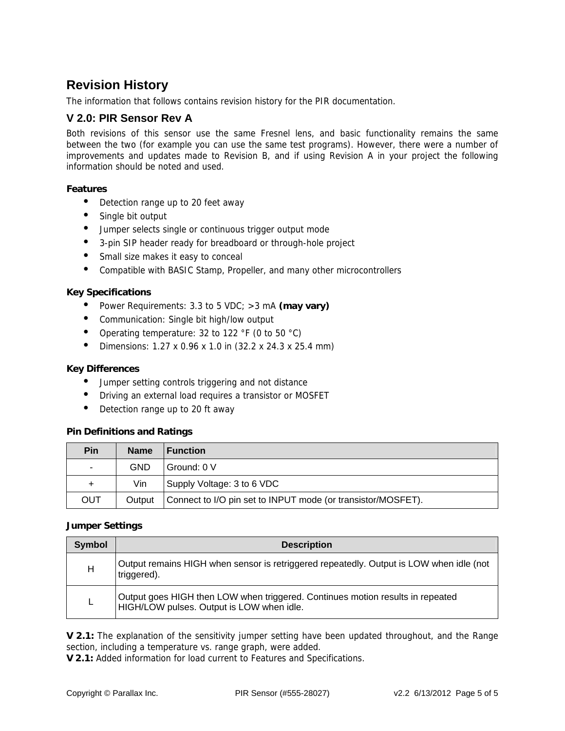## Revision History

The information that follows contains revision history for the PIR documentation.

### V 2.0: PIR Sensor Rev A

Both revisions of this sensor use the same Fresnel lens, and basic functionality remains the same between the two (for example you can use the same test programs). However, there were a number of improvements and updates made to Revision B, and if using Revision A in your project the following information should be noted and used.

**Features**

- Detection range up to 20 feet away
- Single bit output
- Jumper selects single or continuous trigger output mode
- 3-pin SIP header ready for breadboard or through-hole project
- Small size makes it easy to conceal
- Compatible with BASIC Stamp, Propeller, and many other microcontrollers

**Key Specifications**

- Power Requirements: 3.3 to 5 VDC; >3 mA **(may vary)**
- Communication: Single bit high/low output
- Operating temperature: 32 to 122 °F (0 to 50 °C)
- Dimensions: 1.27 x 0.96 x 1.0 in (32.2 x 24.3 x 25.4 mm)

**Key Differences**

- Jumper setting controls triggering and not distance
- Driving an external load requires a transistor or MOSFET
- Detection range up to 20 ft away

**Pin Definitions and Ratings**

| Pin | Name | Function |
|---|---|---|
| - | GND | Ground: 0 V |
| + | Vin | Supply Voltage: 3 to 6 VDC |
| OUT | Output | Connect to I/O pin set to INPUT mode (or transistor/MOSFET). |

**Jumper Settings**

| Symbol | Description |
|---|---|
| H | Output remains HIGH when sensor is retriggered repeatedly. Output is LOW when idle (not triggered). |
| L | Output goes HIGH then LOW when triggered. Continues motion results in repeated HIGH/LOW pulses. Output is LOW when idle. |

**V 2.1:** The explanation of the sensitivity jumper setting have been updated throughout, and the Range section, including a temperature vs. range graph, were added.
**V 2.1:** Added information for load current to Features and Specifications.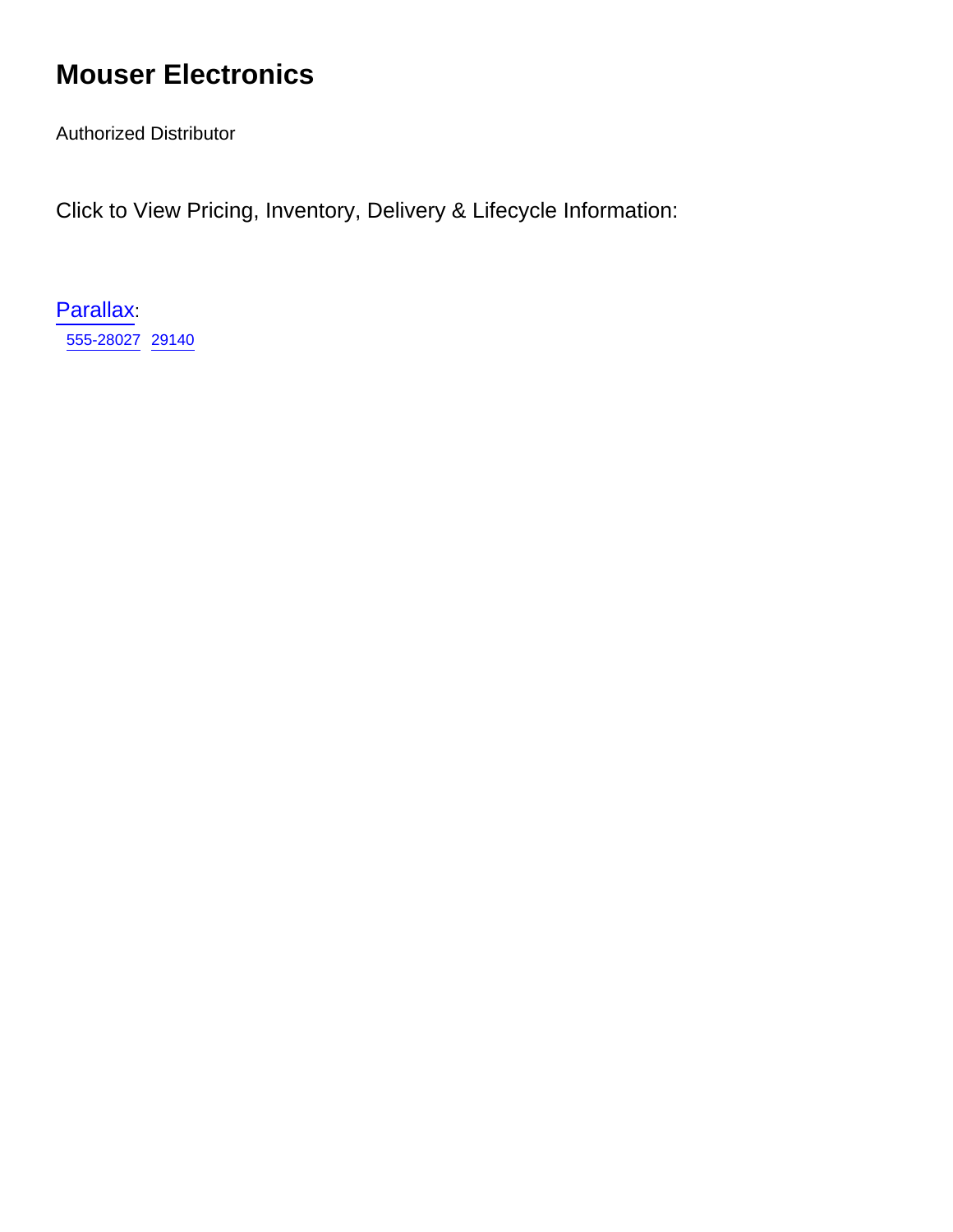# Mouser Electronics

Authorized Distributor

Click to View Pricing, Inventory, Delivery & Lifecycle Information:

Parallax:

555-28027 29140